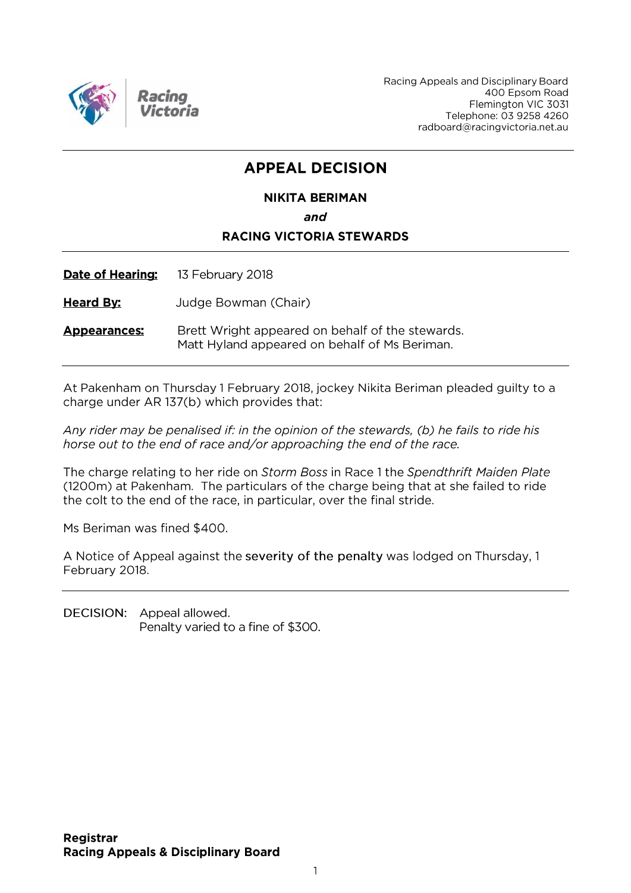Racing Appeals and Disciplinary Board
400 Epsom Road
Flemington VIC 3031
Telephone: 03 9258 4260
radboard@racingvictoria.net.au

# APPEAL DECISION

**NIKITA BERIMAN**

***and***

**RACING VICTORIA STEWARDS**

**Date of Hearing:** 13 February 2018

**Heard By:** Judge Bowman (Chair)

**Appearances:** Brett Wright appeared on behalf of the stewards.
Matt Hyland appeared on behalf of Ms Beriman.

At Pakenham on Thursday 1 February 2018, jockey Nikita Beriman pleaded guilty to a charge under AR 137(b) which provides that:

*Any rider may be penalised if: in the opinion of the stewards, (b) he fails to ride his horse out to the end of race and/or approaching the end of the race.*

The charge relating to her ride on *Storm Boss* in Race 1 the *Spendthrift Maiden Plate* (1200m) at Pakenham. The particulars of the charge being that at she failed to ride the colt to the end of the race, in particular, over the final stride.

Ms Beriman was fined $400.

A Notice of Appeal against the **severity of the penalty** was lodged on Thursday, 1 February 2018.

DECISION: Appeal allowed.
Penalty varied to a fine of $300.

**Registrar**
**Racing Appeals & Disciplinary Board**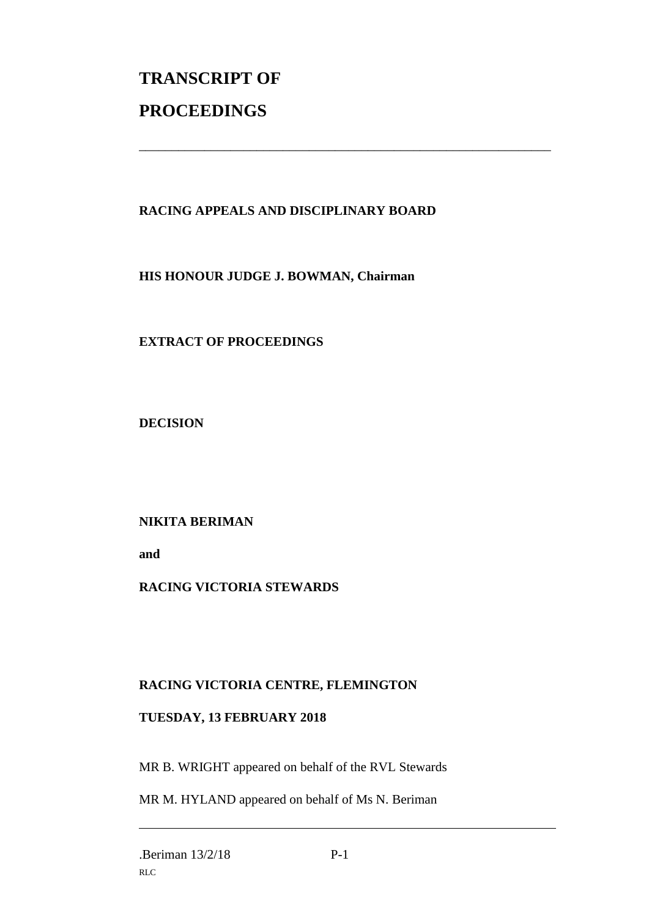# TRANSCRIPT OF PROCEEDINGS

---

**RACING APPEALS AND DISCIPLINARY BOARD**

**HIS HONOUR JUDGE J. BOWMAN, Chairman**

**EXTRACT OF PROCEEDINGS**

**DECISION**

**NIKITA BERIMAN**

**and**

**RACING VICTORIA STEWARDS**

**RACING VICTORIA CENTRE, FLEMINGTON**

**TUESDAY, 13 FEBRUARY 2018**

MR B. WRIGHT appeared on behalf of the RVL Stewards

MR M. HYLAND appeared on behalf of Ms N. Beriman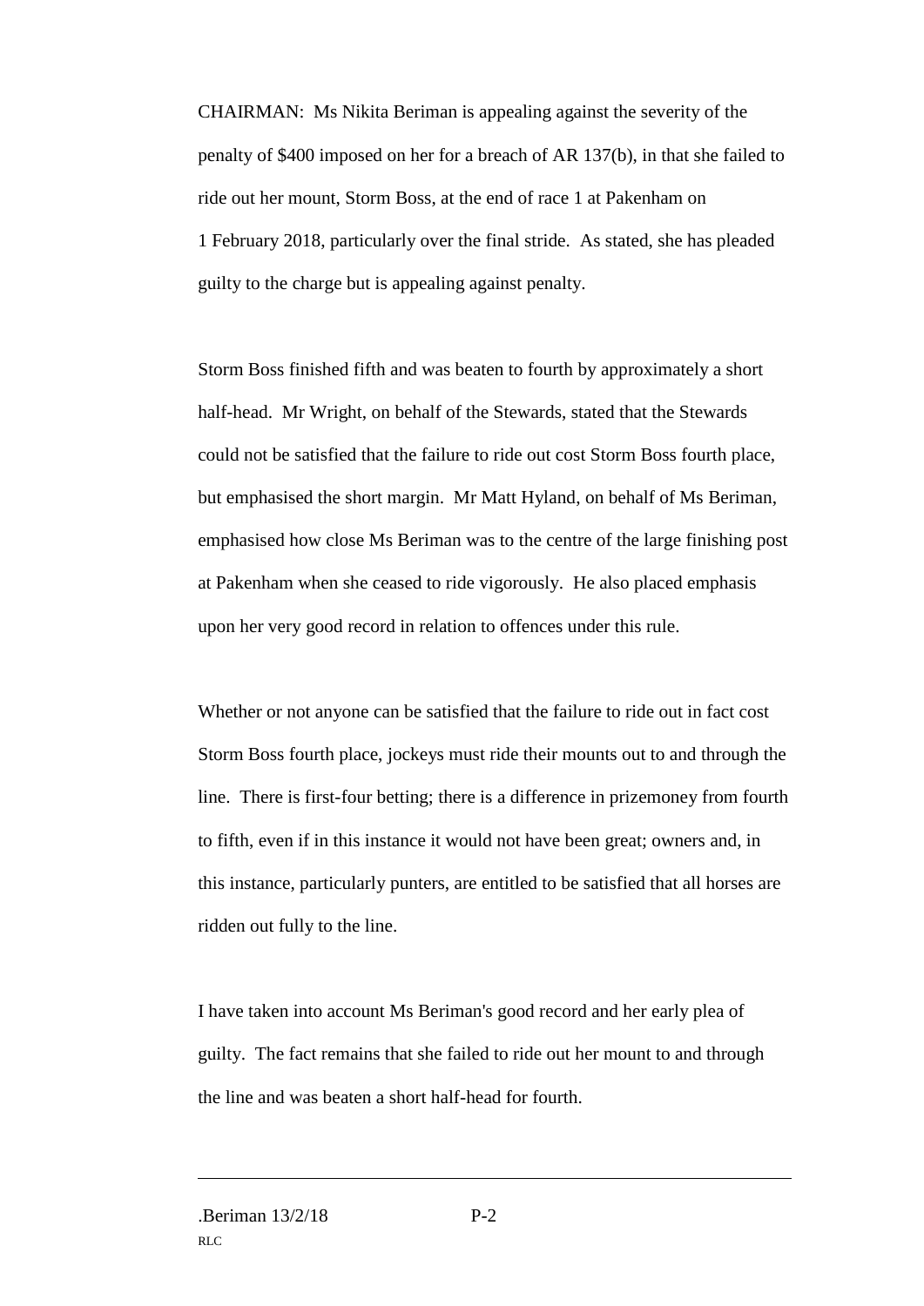CHAIRMAN: Ms Nikita Beriman is appealing against the severity of the penalty of $400 imposed on her for a breach of AR 137(b), in that she failed to ride out her mount, Storm Boss, at the end of race 1 at Pakenham on 1 February 2018, particularly over the final stride. As stated, she has pleaded guilty to the charge but is appealing against penalty.

Storm Boss finished fifth and was beaten to fourth by approximately a short half-head. Mr Wright, on behalf of the Stewards, stated that the Stewards could not be satisfied that the failure to ride out cost Storm Boss fourth place, but emphasised the short margin. Mr Matt Hyland, on behalf of Ms Beriman, emphasised how close Ms Beriman was to the centre of the large finishing post at Pakenham when she ceased to ride vigorously. He also placed emphasis upon her very good record in relation to offences under this rule.

Whether or not anyone can be satisfied that the failure to ride out in fact cost Storm Boss fourth place, jockeys must ride their mounts out to and through the line. There is first-four betting; there is a difference in prizemoney from fourth to fifth, even if in this instance it would not have been great; owners and, in this instance, particularly punters, are entitled to be satisfied that all horses are ridden out fully to the line.

I have taken into account Ms Beriman's good record and her early plea of guilty. The fact remains that she failed to ride out her mount to and through the line and was beaten a short half-head for fourth.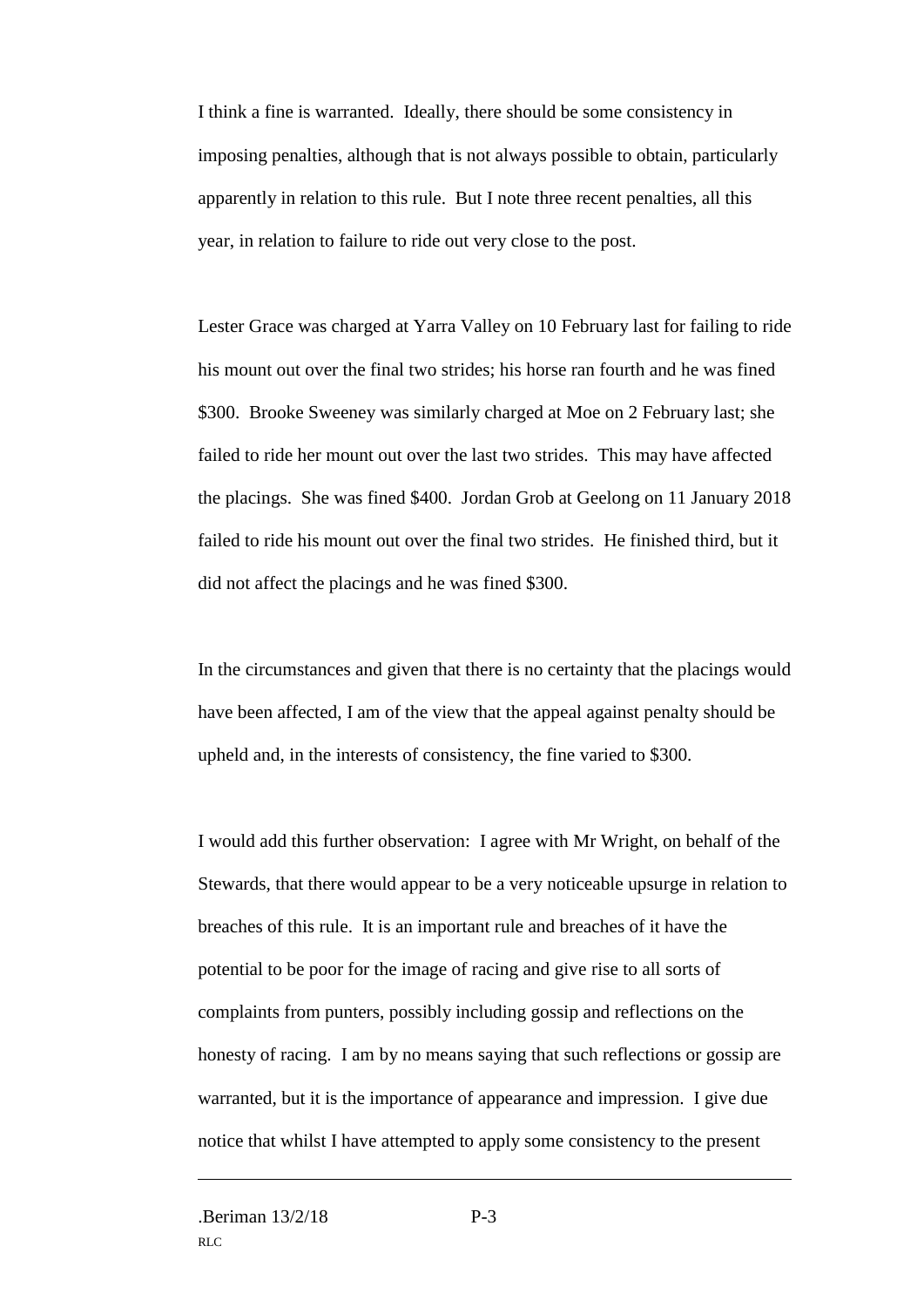I think a fine is warranted. Ideally, there should be some consistency in imposing penalties, although that is not always possible to obtain, particularly apparently in relation to this rule. But I note three recent penalties, all this year, in relation to failure to ride out very close to the post.

Lester Grace was charged at Yarra Valley on 10 February last for failing to ride his mount out over the final two strides; his horse ran fourth and he was fined $300. Brooke Sweeney was similarly charged at Moe on 2 February last; she failed to ride her mount out over the last two strides. This may have affected the placings. She was fined $400. Jordan Grob at Geelong on 11 January 2018 failed to ride his mount out over the final two strides. He finished third, but it did not affect the placings and he was fined $300.

In the circumstances and given that there is no certainty that the placings would have been affected, I am of the view that the appeal against penalty should be upheld and, in the interests of consistency, the fine varied to $300.

I would add this further observation: I agree with Mr Wright, on behalf of the Stewards, that there would appear to be a very noticeable upsurge in relation to breaches of this rule. It is an important rule and breaches of it have the potential to be poor for the image of racing and give rise to all sorts of complaints from punters, possibly including gossip and reflections on the honesty of racing. I am by no means saying that such reflections or gossip are warranted, but it is the importance of appearance and impression. I give due notice that whilst I have attempted to apply some consistency to the present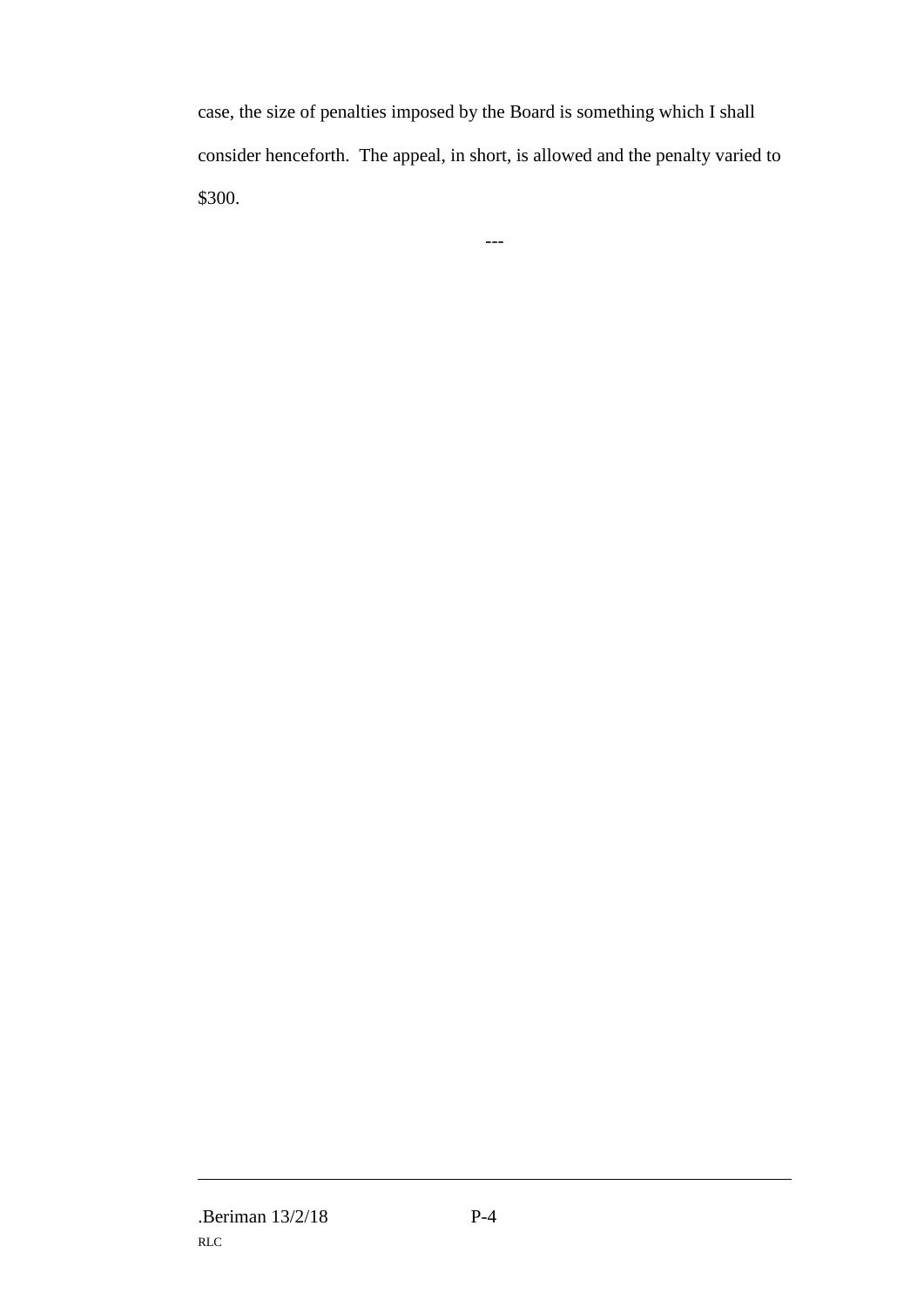case, the size of penalties imposed by the Board is something which I shall consider henceforth. The appeal, in short, is allowed and the penalty varied to $300.

---